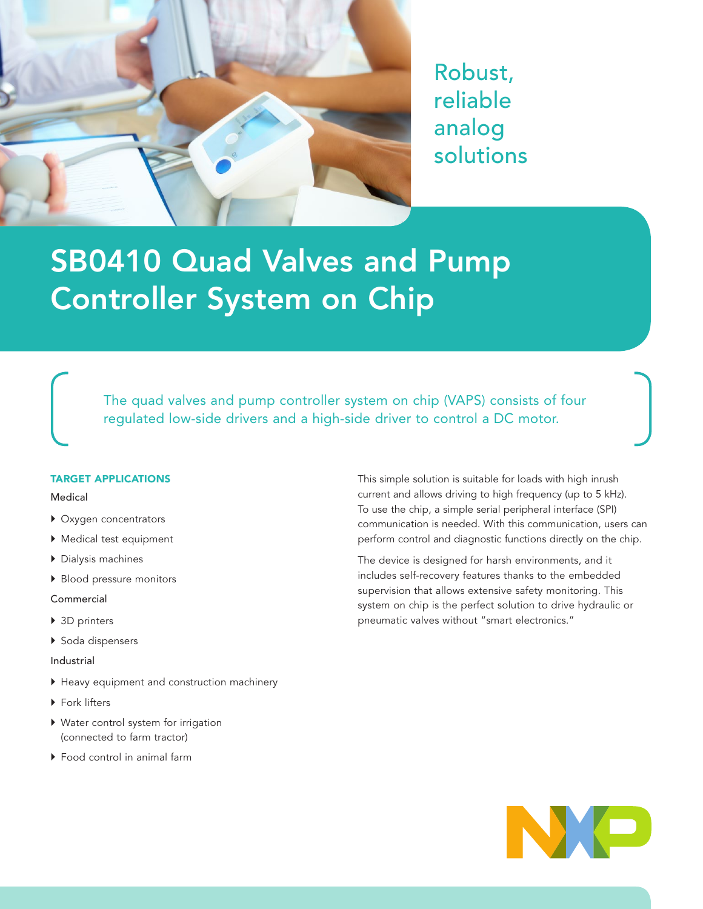Robust, reliable analog solutions

# SB0410 Quad Valves and Pump Controller System on Chip

The quad valves and pump controller system on chip (VAPS) consists of four regulated low-side drivers and a high-side driver to control a DC motor.

### TARGET APPLICATIONS

Medical

- Oxygen concentrators
- Medical test equipment
- Dialysis machines
- Blood pressure monitors

Commercial

- 3D printers
- Soda dispensers

Industrial

- Heavy equipment and construction machinery
- Fork lifters
- Water control system for irrigation (connected to farm tractor)
- Food control in animal farm

This simple solution is suitable for loads with high inrush current and allows driving to high frequency (up to 5 kHz). To use the chip, a simple serial peripheral interface (SPI) communication is needed. With this communication, users can perform control and diagnostic functions directly on the chip.

The device is designed for harsh environments, and it includes self-recovery features thanks to the embedded supervision that allows extensive safety monitoring. This system on chip is the perfect solution to drive hydraulic or pneumatic valves without "smart electronics."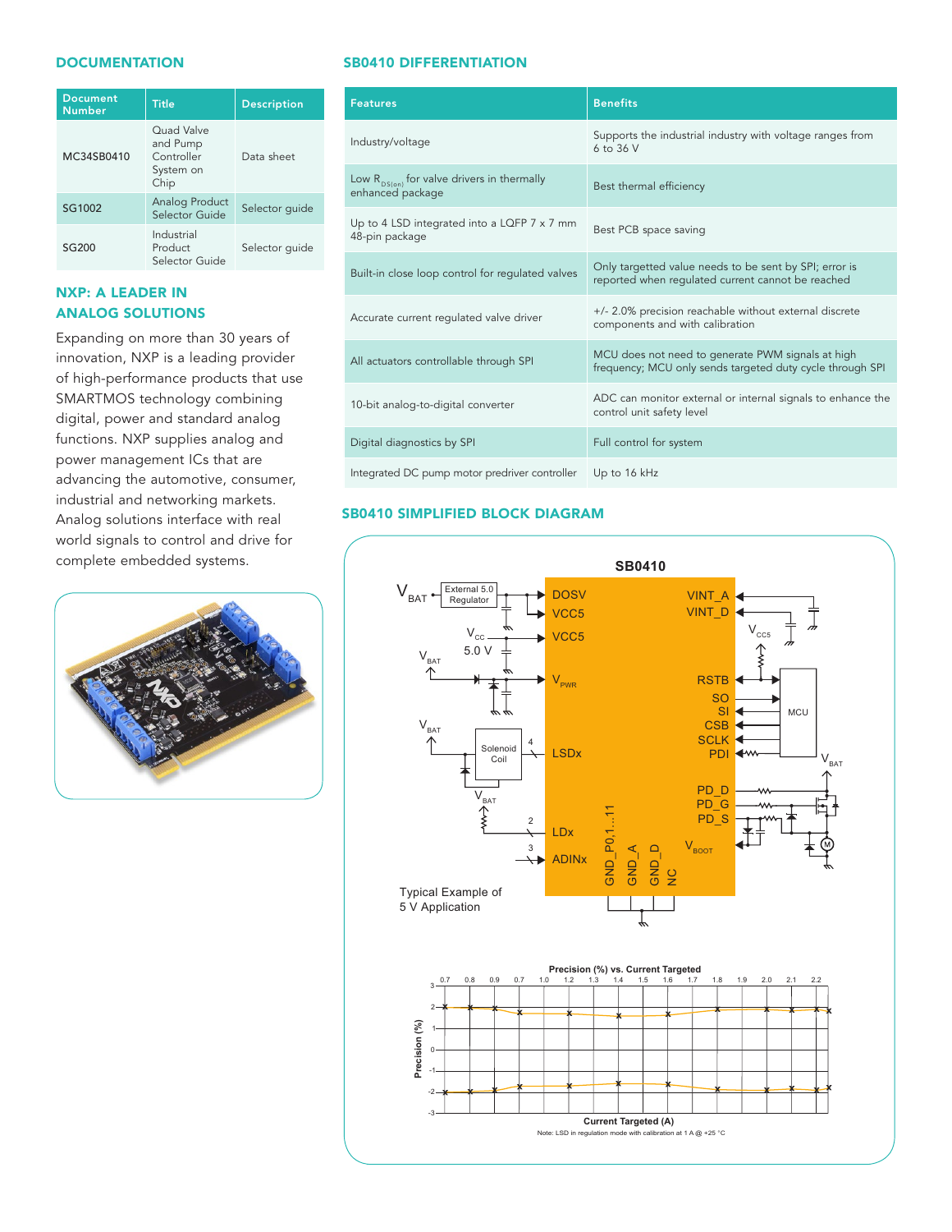## DOCUMENTATION

| Document Number | Title | Description |
|---|---|---|
| MC34SB0410 | Quad Valve and Pump Controller System on Chip | Data sheet |
| SG1002 | Analog Product Selector Guide | Selector guide |
| SG200 | Industrial Product Selector Guide | Selector guide |

## NXP: A LEADER IN ANALOG SOLUTIONS

Expanding on more than 30 years of innovation, NXP is a leading provider of high-performance products that use SMARTMOS technology combining digital, power and standard analog functions. NXP supplies analog and power management ICs that are advancing the automotive, consumer, industrial and networking markets. Analog solutions interface with real world signals to control and drive for complete embedded systems.

## SB0410 DIFFERENTIATION

| Features | Benefits |
|---|---|
| Industry/voltage | Supports the industrial industry with voltage ranges from 6 to 36 V |
| Low $R_{DS(on)}$ for valve drivers in thermally enhanced package | Best thermal efficiency |
| Up to 4 LSD integrated into a LQFP 7 x 7 mm 48-pin package | Best PCB space saving |
| Built-in close loop control for regulated valves | Only targetted value needs to be sent by SPI; error is reported when regulated current cannot be reached |
| Accurate current regulated valve driver | +/- 2.0% precision reachable without external discrete components and with calibration |
| All actuators controllable through SPI | MCU does not need to generate PWM signals at high frequency; MCU only sends targeted duty cycle through SPI |
| 10-bit analog-to-digital converter | ADC can monitor external or internal signals to enhance the control unit safety level |
| Digital diagnostics by SPI | Full control for system |
| Integrated DC pump motor predriver controller | Up to 16 kHz |

## SB0410 SIMPLIFIED BLOCK DIAGRAM

Typical Example of 5 V Application

Precision (%) vs. Current Targeted

Note: LSD in regulation mode with calibration at 1 A @ +25 °C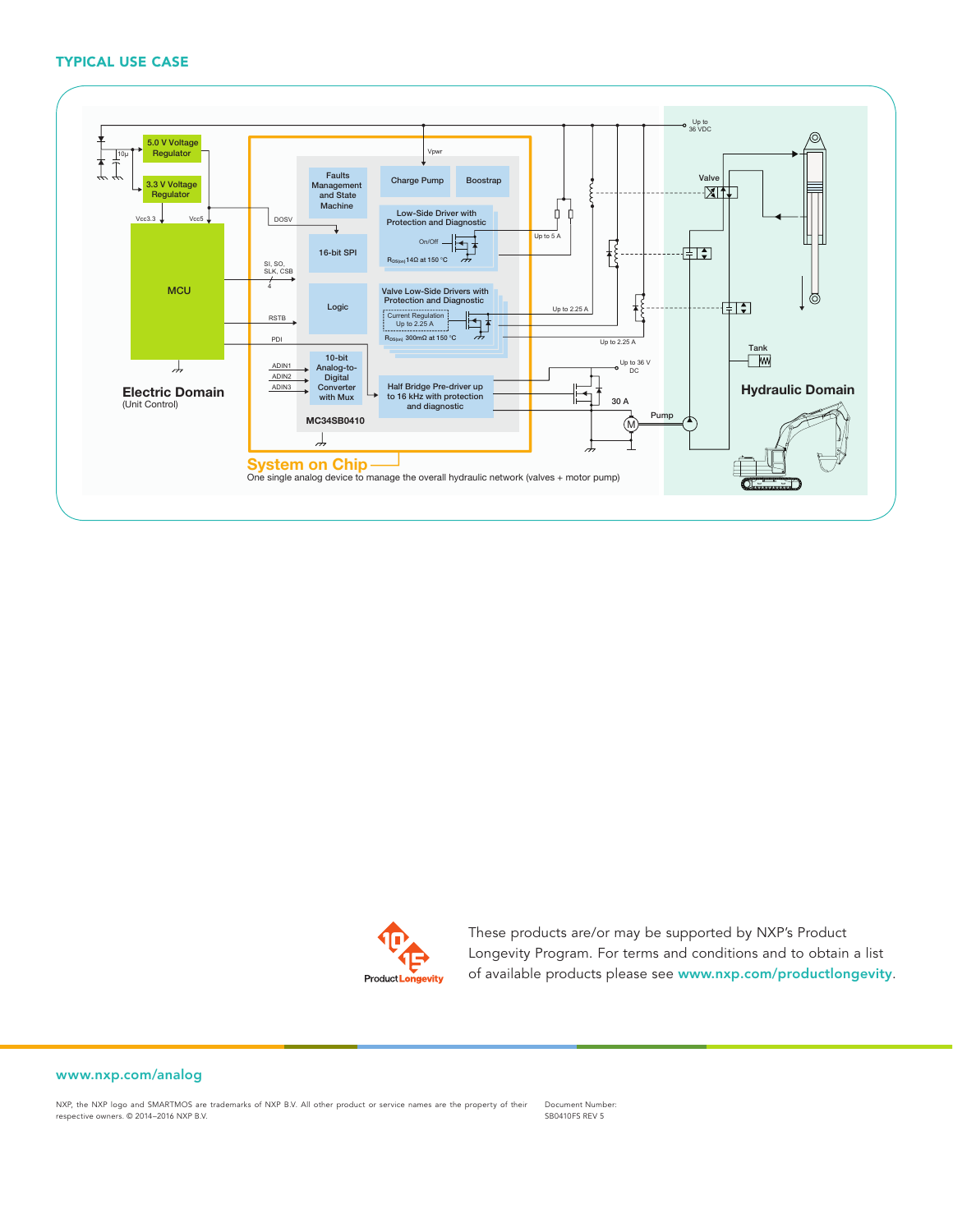## TYPICAL USE CASE

Up to 36 VDC

5.0 V Voltage Regulator

3.3 V Voltage Regulator

10µ

Vcc3.3

Vcc5

MCU

Electric Domain
(Unit Control)

DOSV

SI, SO, SLK, CSB

4

RSTB

PDI

ADIN1

ADIN2

ADIN3

Vpwr

Faults Management and State Machine

Charge Pump

Boostrap

Low-Side Driver with Protection and Diagnostic

On/Off

$R_{DS(on)}$ 14Ω at 150 °C

16-bit SPI

Logic

Valve Low-Side Drivers with Protection and Diagnostic

Current Regulation Up to 2.25 A

$R_{DS(on)}$ 300mΩ at 150 °C

10-bit Analog-to-Digital Converter with Mux

Half Bridge Pre-driver up to 16 kHz with protection and diagnostic

MC34SB0410

Up to 5 A

Up to 2.25 A

Up to 2.25 A

Up to 36 V DC

30 A

Pump

M

Valve

Tank

Hydraulic Domain

**System on Chip**
One single analog device to manage the overall hydraulic network (valves + motor pump)

ProductLongevity

These products are/or may be supported by NXP's Product Longevity Program. For terms and conditions and to obtain a list of available products please see www.nxp.com/productlongevity.

www.nxp.com/analog

NXP, the NXP logo and SMARTMOS are trademarks of NXP B.V. All other product or service names are the property of their respective owners. © 2014–2016 NXP B.V.

Document Number: SB0410FS REV 5